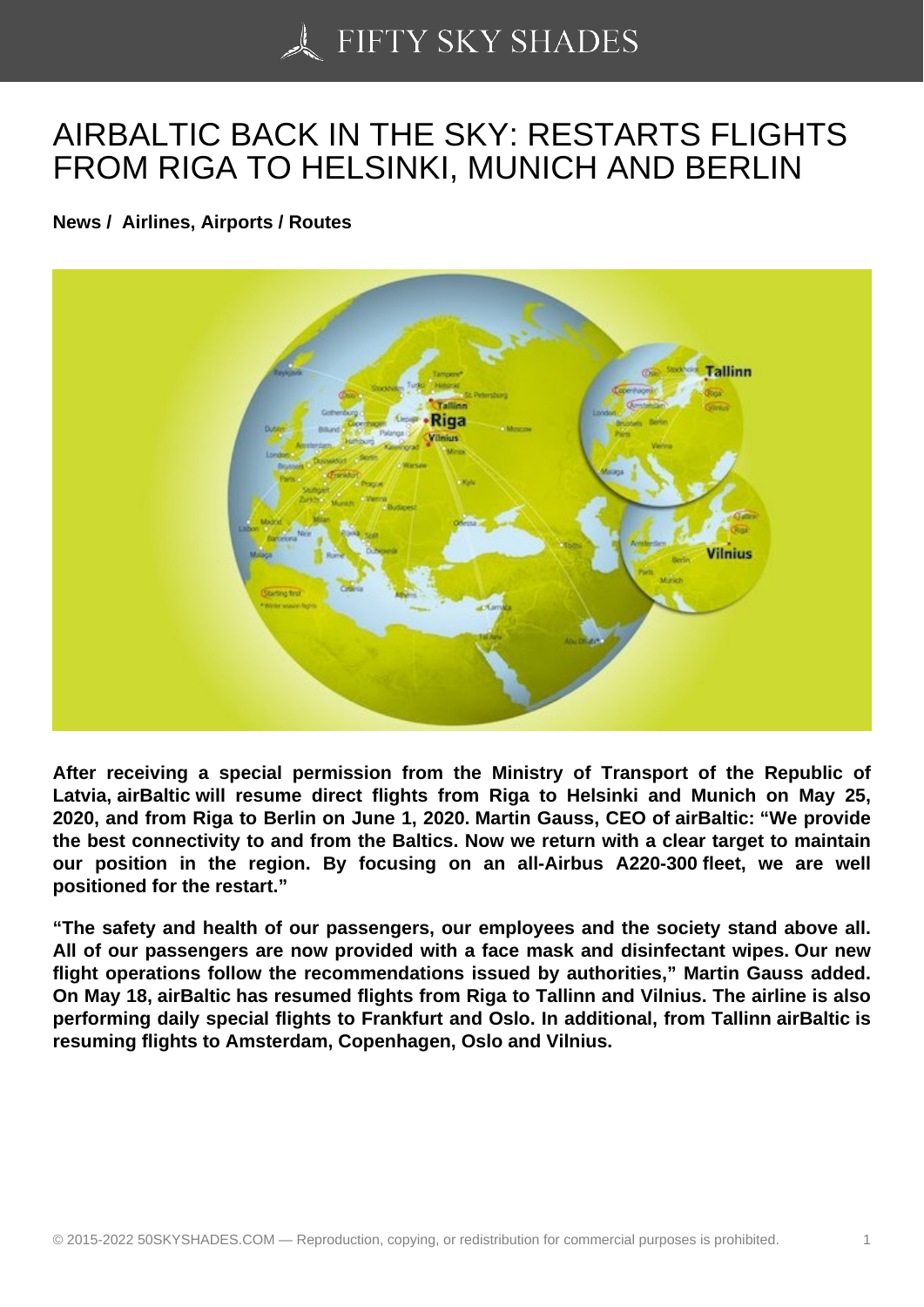# AIRBALTIC BACK IN THE SKY: RESTARTS FLIGHTS FROM RIGA TO HELSINKI, MUNICH AND BERLIN

**News / Airlines, Airports / Routes**

**After receiving a special permission from the Ministry of Transport of the Republic of Latvia, airBaltic will resume direct flights from Riga to Helsinki and Munich on May 25, 2020, and from Riga to Berlin on June 1, 2020. Martin Gauss, CEO of airBaltic: "We provide the best connectivity to and from the Baltics. Now we return with a clear target to maintain our position in the region. By focusing on an all-Airbus A220-300 fleet, we are well positioned for the restart."**

**"The safety and health of our passengers, our employees and the society stand above all. All of our passengers are now provided with a face mask and disinfectant wipes. Our new flight operations follow the recommendations issued by authorities," Martin Gauss added. On May 18, airBaltic has resumed flights from Riga to Tallinn and Vilnius. The airline is also performing daily special flights to Frankfurt and Oslo. In additional, from Tallinn airBaltic is resuming flights to Amsterdam, Copenhagen, Oslo and Vilnius.**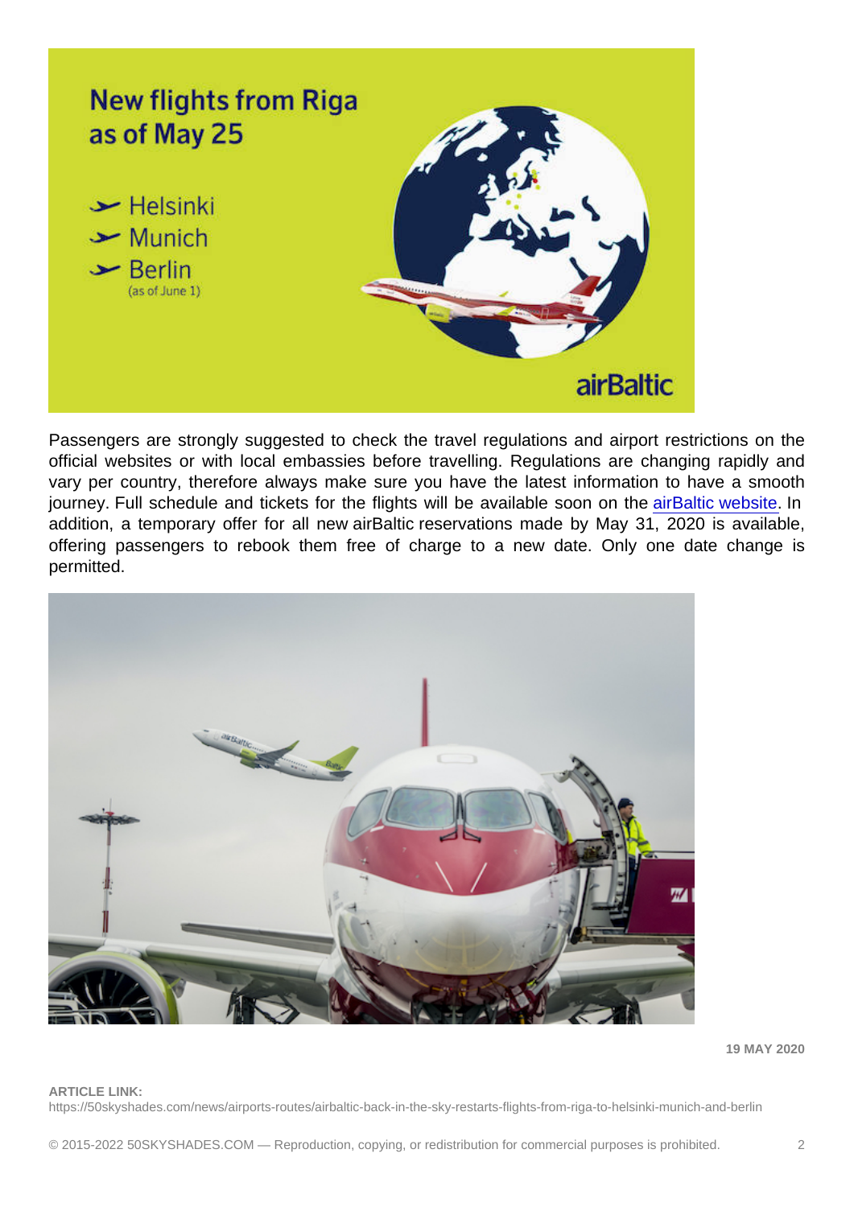New flights from Riga as of May 25

- Helsinki
- Munich
- Berlin (as of June 1)

airBaltic

Passengers are strongly suggested to check the travel regulations and airport restrictions on the official websites or with local embassies before travelling. Regulations are changing rapidly and vary per country, therefore always make sure you have the latest information to have a smooth journey. Full schedule and tickets for the flights will be available soon on the airBaltic website. In addition, a temporary offer for all new airBaltic reservations made by May 31, 2020 is available, offering passengers to rebook them free of charge to a new date. Only one date change is permitted.

**19 MAY 2020**

**ARTICLE LINK:**
https://50skyshades.com/news/airports-routes/airbaltic-back-in-the-sky-restarts-flights-from-riga-to-helsinki-munich-and-berlin